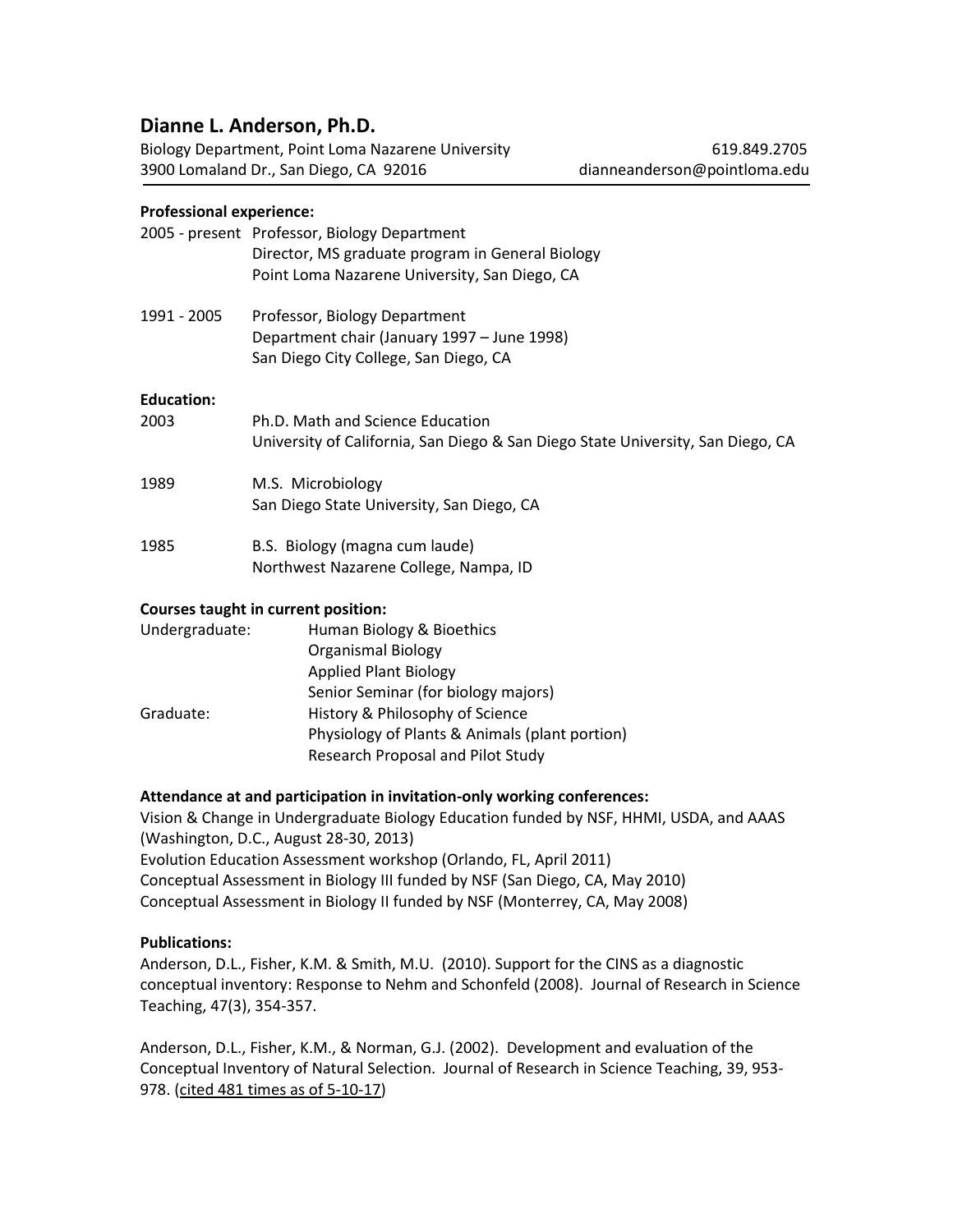# Dianne L. Anderson, Ph.D.

Biology Department, Point Loma Nazarene University — 619.849.2705
3900 Lomaland Dr., San Diego, CA 92016 — dianneanderson@pointloma.edu

**Professional experience:**

2005 - present
Professor, Biology Department
Director, MS graduate program in General Biology
Point Loma Nazarene University, San Diego, CA

1991 - 2005
Professor, Biology Department
Department chair (January 1997 – June 1998)
San Diego City College, San Diego, CA

**Education:**

2003
Ph.D. Math and Science Education
University of California, San Diego & San Diego State University, San Diego, CA

1989
M.S. Microbiology
San Diego State University, San Diego, CA

1985
B.S. Biology (magna cum laude)
Northwest Nazarene College, Nampa, ID

**Courses taught in current position:**

Undergraduate:
- Human Biology & Bioethics
- Organismal Biology
- Applied Plant Biology
- Senior Seminar (for biology majors)

Graduate:
- History & Philosophy of Science
- Physiology of Plants & Animals (plant portion)
- Research Proposal and Pilot Study

**Attendance at and participation in invitation-only working conferences:**

Vision & Change in Undergraduate Biology Education funded by NSF, HHMI, USDA, and AAAS (Washington, D.C., August 28-30, 2013)
Evolution Education Assessment workshop (Orlando, FL, April 2011)
Conceptual Assessment in Biology III funded by NSF (San Diego, CA, May 2010)
Conceptual Assessment in Biology II funded by NSF (Monterrey, CA, May 2008)

**Publications:**

Anderson, D.L., Fisher, K.M. & Smith, M.U. (2010). Support for the CINS as a diagnostic conceptual inventory: Response to Nehm and Schonfeld (2008). Journal of Research in Science Teaching, 47(3), 354-357.

Anderson, D.L., Fisher, K.M., & Norman, G.J. (2002). Development and evaluation of the Conceptual Inventory of Natural Selection. Journal of Research in Science Teaching, 39, 953-978. (cited 481 times as of 5-10-17)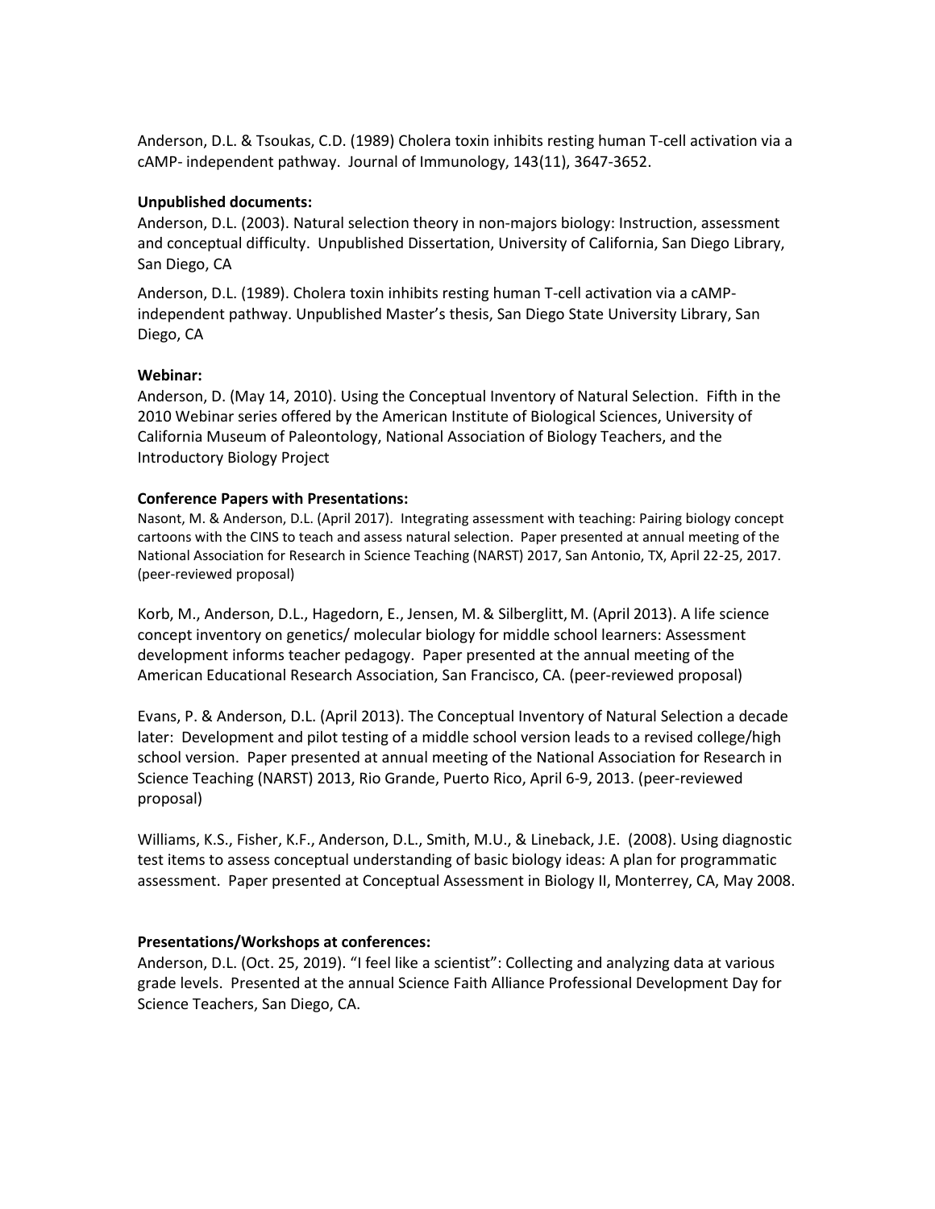Anderson, D.L. & Tsoukas, C.D. (1989) Cholera toxin inhibits resting human T-cell activation via a cAMP- independent pathway. Journal of Immunology, 143(11), 3647-3652.

**Unpublished documents:**

Anderson, D.L. (2003). Natural selection theory in non-majors biology: Instruction, assessment and conceptual difficulty. Unpublished Dissertation, University of California, San Diego Library, San Diego, CA

Anderson, D.L. (1989). Cholera toxin inhibits resting human T-cell activation via a cAMP-independent pathway. Unpublished Master's thesis, San Diego State University Library, San Diego, CA

**Webinar:**

Anderson, D. (May 14, 2010). Using the Conceptual Inventory of Natural Selection. Fifth in the 2010 Webinar series offered by the American Institute of Biological Sciences, University of California Museum of Paleontology, National Association of Biology Teachers, and the Introductory Biology Project

**Conference Papers with Presentations:**

Nasont, M. & Anderson, D.L. (April 2017). Integrating assessment with teaching: Pairing biology concept cartoons with the CINS to teach and assess natural selection. Paper presented at annual meeting of the National Association for Research in Science Teaching (NARST) 2017, San Antonio, TX, April 22-25, 2017. (peer-reviewed proposal)

Korb, M., Anderson, D.L., Hagedorn, E., Jensen, M. & Silberglitt, M. (April 2013). A life science concept inventory on genetics/ molecular biology for middle school learners: Assessment development informs teacher pedagogy. Paper presented at the annual meeting of the American Educational Research Association, San Francisco, CA. (peer-reviewed proposal)

Evans, P. & Anderson, D.L. (April 2013). The Conceptual Inventory of Natural Selection a decade later: Development and pilot testing of a middle school version leads to a revised college/high school version. Paper presented at annual meeting of the National Association for Research in Science Teaching (NARST) 2013, Rio Grande, Puerto Rico, April 6-9, 2013. (peer-reviewed proposal)

Williams, K.S., Fisher, K.F., Anderson, D.L., Smith, M.U., & Lineback, J.E. (2008). Using diagnostic test items to assess conceptual understanding of basic biology ideas: A plan for programmatic assessment. Paper presented at Conceptual Assessment in Biology II, Monterrey, CA, May 2008.

**Presentations/Workshops at conferences:**

Anderson, D.L. (Oct. 25, 2019). "I feel like a scientist": Collecting and analyzing data at various grade levels. Presented at the annual Science Faith Alliance Professional Development Day for Science Teachers, San Diego, CA.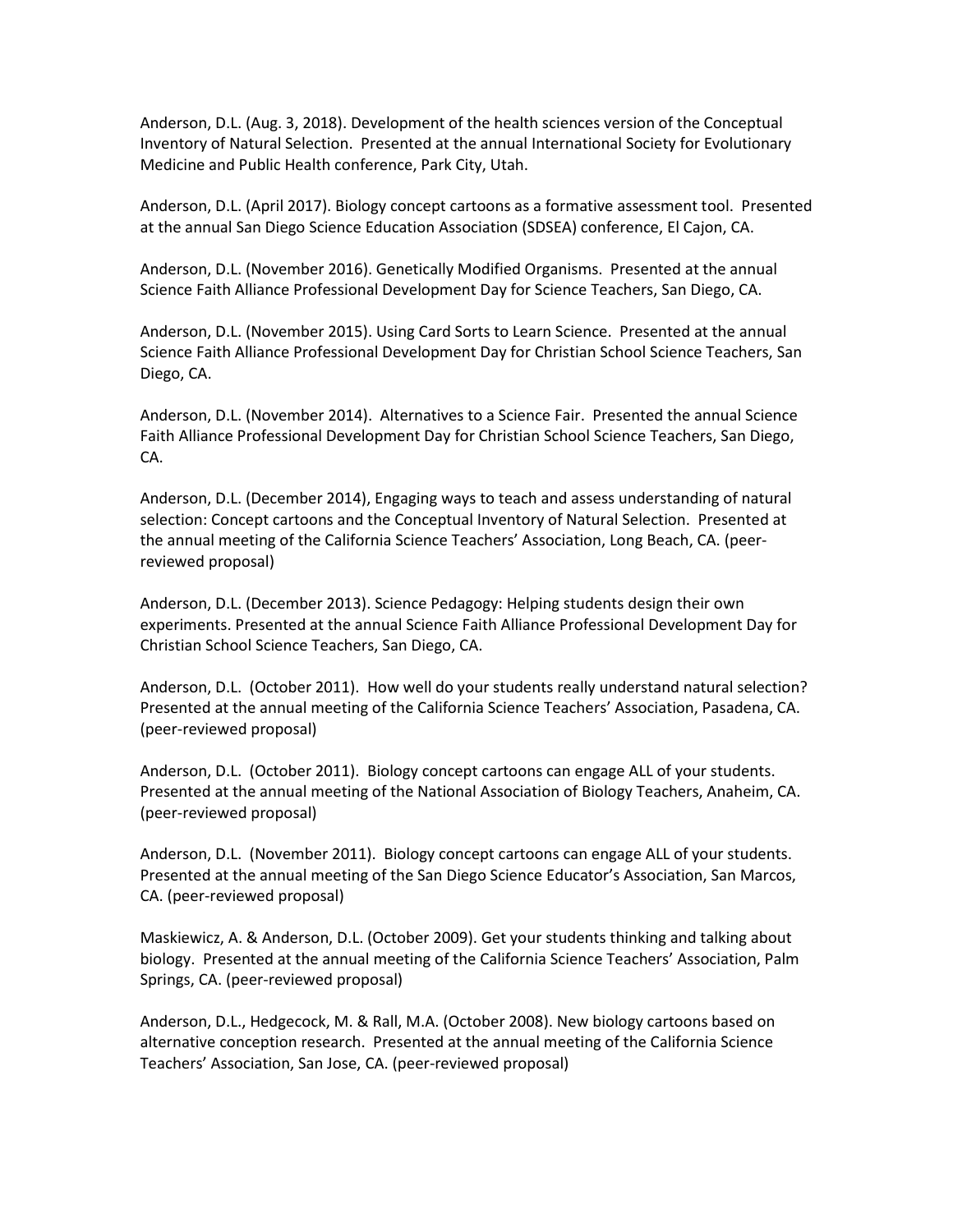Anderson, D.L. (Aug. 3, 2018). Development of the health sciences version of the Conceptual Inventory of Natural Selection. Presented at the annual International Society for Evolutionary Medicine and Public Health conference, Park City, Utah.

Anderson, D.L. (April 2017). Biology concept cartoons as a formative assessment tool. Presented at the annual San Diego Science Education Association (SDSEA) conference, El Cajon, CA.

Anderson, D.L. (November 2016). Genetically Modified Organisms. Presented at the annual Science Faith Alliance Professional Development Day for Science Teachers, San Diego, CA.

Anderson, D.L. (November 2015). Using Card Sorts to Learn Science. Presented at the annual Science Faith Alliance Professional Development Day for Christian School Science Teachers, San Diego, CA.

Anderson, D.L. (November 2014). Alternatives to a Science Fair. Presented the annual Science Faith Alliance Professional Development Day for Christian School Science Teachers, San Diego, CA.

Anderson, D.L. (December 2014), Engaging ways to teach and assess understanding of natural selection: Concept cartoons and the Conceptual Inventory of Natural Selection. Presented at the annual meeting of the California Science Teachers' Association, Long Beach, CA. (peer-reviewed proposal)

Anderson, D.L. (December 2013). Science Pedagogy: Helping students design their own experiments. Presented at the annual Science Faith Alliance Professional Development Day for Christian School Science Teachers, San Diego, CA.

Anderson, D.L. (October 2011). How well do your students really understand natural selection? Presented at the annual meeting of the California Science Teachers' Association, Pasadena, CA. (peer-reviewed proposal)

Anderson, D.L. (October 2011). Biology concept cartoons can engage ALL of your students. Presented at the annual meeting of the National Association of Biology Teachers, Anaheim, CA. (peer-reviewed proposal)

Anderson, D.L. (November 2011). Biology concept cartoons can engage ALL of your students. Presented at the annual meeting of the San Diego Science Educator's Association, San Marcos, CA. (peer-reviewed proposal)

Maskiewicz, A. & Anderson, D.L. (October 2009). Get your students thinking and talking about biology. Presented at the annual meeting of the California Science Teachers' Association, Palm Springs, CA. (peer-reviewed proposal)

Anderson, D.L., Hedgecock, M. & Rall, M.A. (October 2008). New biology cartoons based on alternative conception research. Presented at the annual meeting of the California Science Teachers' Association, San Jose, CA. (peer-reviewed proposal)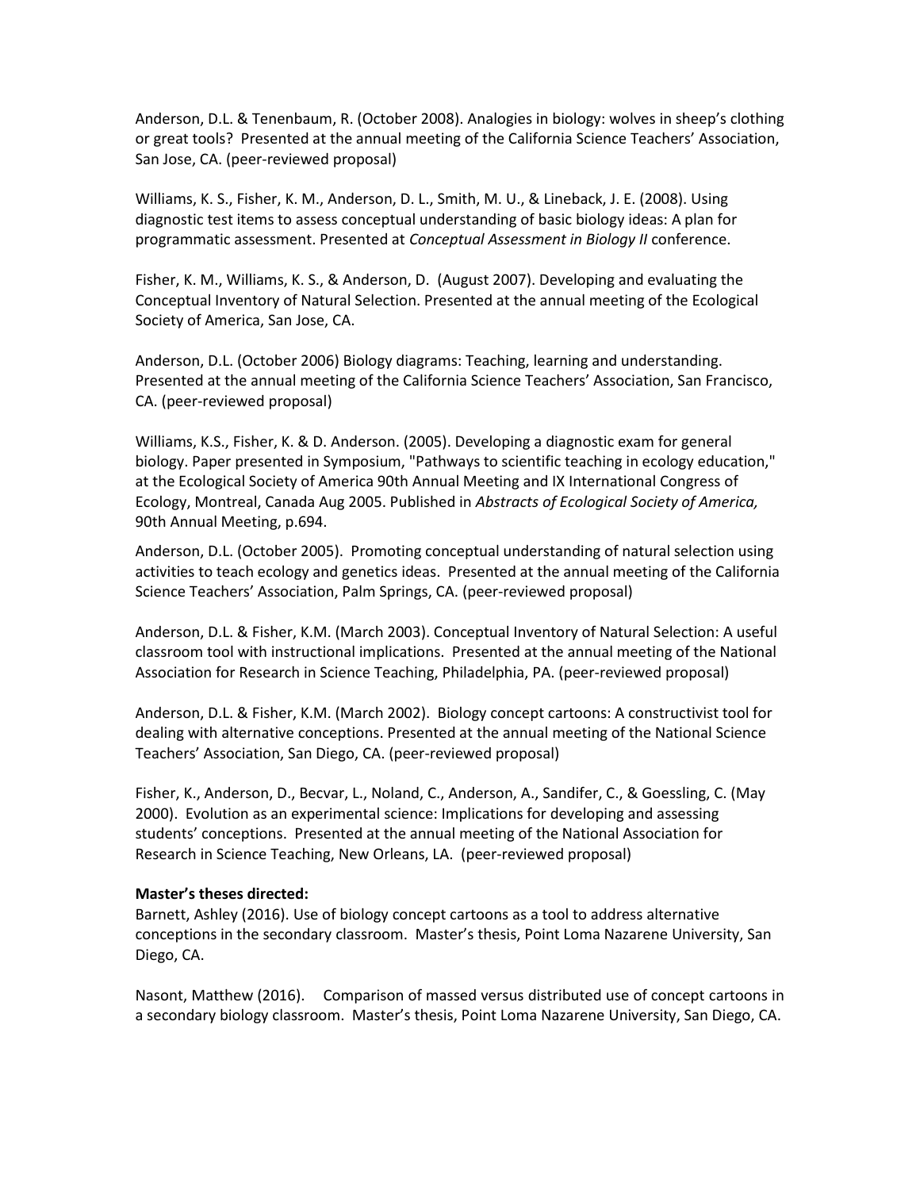Anderson, D.L. & Tenenbaum, R. (October 2008). Analogies in biology: wolves in sheep's clothing or great tools? Presented at the annual meeting of the California Science Teachers' Association, San Jose, CA. (peer-reviewed proposal)

Williams, K. S., Fisher, K. M., Anderson, D. L., Smith, M. U., & Lineback, J. E. (2008). Using diagnostic test items to assess conceptual understanding of basic biology ideas: A plan for programmatic assessment. Presented at *Conceptual Assessment in Biology II* conference.

Fisher, K. M., Williams, K. S., & Anderson, D. (August 2007). Developing and evaluating the Conceptual Inventory of Natural Selection. Presented at the annual meeting of the Ecological Society of America, San Jose, CA.

Anderson, D.L. (October 2006) Biology diagrams: Teaching, learning and understanding. Presented at the annual meeting of the California Science Teachers' Association, San Francisco, CA. (peer-reviewed proposal)

Williams, K.S., Fisher, K. & D. Anderson. (2005). Developing a diagnostic exam for general biology. Paper presented in Symposium, "Pathways to scientific teaching in ecology education," at the Ecological Society of America 90th Annual Meeting and IX International Congress of Ecology, Montreal, Canada Aug 2005. Published in *Abstracts of Ecological Society of America,* 90th Annual Meeting, p.694.

Anderson, D.L. (October 2005). Promoting conceptual understanding of natural selection using activities to teach ecology and genetics ideas. Presented at the annual meeting of the California Science Teachers' Association, Palm Springs, CA. (peer-reviewed proposal)

Anderson, D.L. & Fisher, K.M. (March 2003). Conceptual Inventory of Natural Selection: A useful classroom tool with instructional implications. Presented at the annual meeting of the National Association for Research in Science Teaching, Philadelphia, PA. (peer-reviewed proposal)

Anderson, D.L. & Fisher, K.M. (March 2002). Biology concept cartoons: A constructivist tool for dealing with alternative conceptions. Presented at the annual meeting of the National Science Teachers' Association, San Diego, CA. (peer-reviewed proposal)

Fisher, K., Anderson, D., Becvar, L., Noland, C., Anderson, A., Sandifer, C., & Goessling, C. (May 2000). Evolution as an experimental science: Implications for developing and assessing students' conceptions. Presented at the annual meeting of the National Association for Research in Science Teaching, New Orleans, LA. (peer-reviewed proposal)

**Master's theses directed:**

Barnett, Ashley (2016). Use of biology concept cartoons as a tool to address alternative conceptions in the secondary classroom. Master's thesis, Point Loma Nazarene University, San Diego, CA.

Nasont, Matthew (2016). Comparison of massed versus distributed use of concept cartoons in a secondary biology classroom. Master's thesis, Point Loma Nazarene University, San Diego, CA.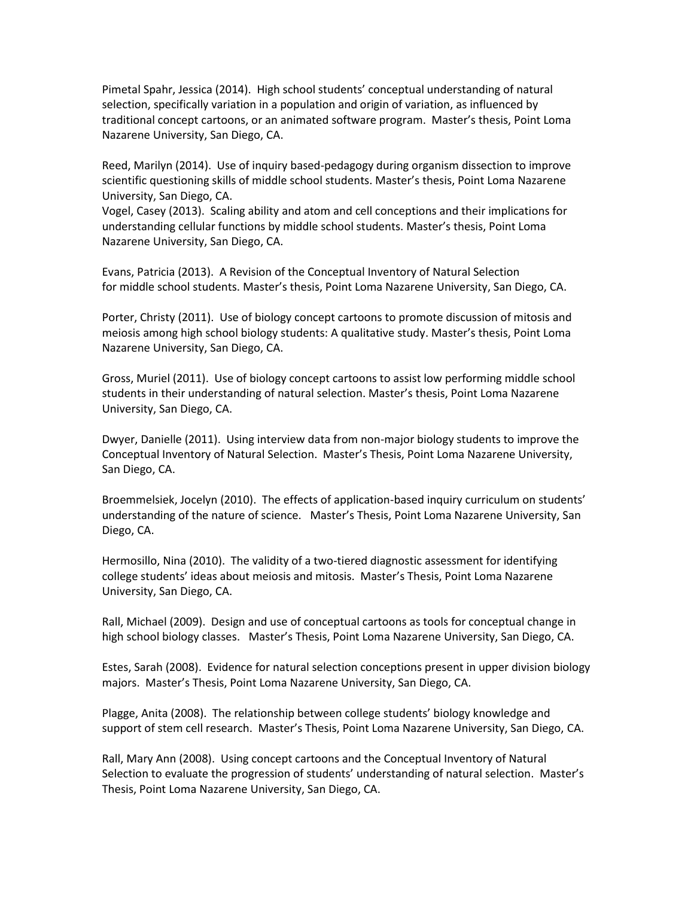Pimetal Spahr, Jessica (2014). High school students' conceptual understanding of natural selection, specifically variation in a population and origin of variation, as influenced by traditional concept cartoons, or an animated software program. Master's thesis, Point Loma Nazarene University, San Diego, CA.

Reed, Marilyn (2014). Use of inquiry based-pedagogy during organism dissection to improve scientific questioning skills of middle school students. Master's thesis, Point Loma Nazarene University, San Diego, CA.

Vogel, Casey (2013). Scaling ability and atom and cell conceptions and their implications for understanding cellular functions by middle school students. Master's thesis, Point Loma Nazarene University, San Diego, CA.

Evans, Patricia (2013). A Revision of the Conceptual Inventory of Natural Selection for middle school students. Master's thesis, Point Loma Nazarene University, San Diego, CA.

Porter, Christy (2011). Use of biology concept cartoons to promote discussion of mitosis and meiosis among high school biology students: A qualitative study. Master's thesis, Point Loma Nazarene University, San Diego, CA.

Gross, Muriel (2011). Use of biology concept cartoons to assist low performing middle school students in their understanding of natural selection. Master's thesis, Point Loma Nazarene University, San Diego, CA.

Dwyer, Danielle (2011). Using interview data from non-major biology students to improve the Conceptual Inventory of Natural Selection. Master's Thesis, Point Loma Nazarene University, San Diego, CA.

Broemmelsiek, Jocelyn (2010). The effects of application-based inquiry curriculum on students' understanding of the nature of science. Master's Thesis, Point Loma Nazarene University, San Diego, CA.

Hermosillo, Nina (2010). The validity of a two-tiered diagnostic assessment for identifying college students' ideas about meiosis and mitosis. Master's Thesis, Point Loma Nazarene University, San Diego, CA.

Rall, Michael (2009). Design and use of conceptual cartoons as tools for conceptual change in high school biology classes. Master's Thesis, Point Loma Nazarene University, San Diego, CA.

Estes, Sarah (2008). Evidence for natural selection conceptions present in upper division biology majors. Master's Thesis, Point Loma Nazarene University, San Diego, CA.

Plagge, Anita (2008). The relationship between college students' biology knowledge and support of stem cell research. Master's Thesis, Point Loma Nazarene University, San Diego, CA.

Rall, Mary Ann (2008). Using concept cartoons and the Conceptual Inventory of Natural Selection to evaluate the progression of students' understanding of natural selection. Master's Thesis, Point Loma Nazarene University, San Diego, CA.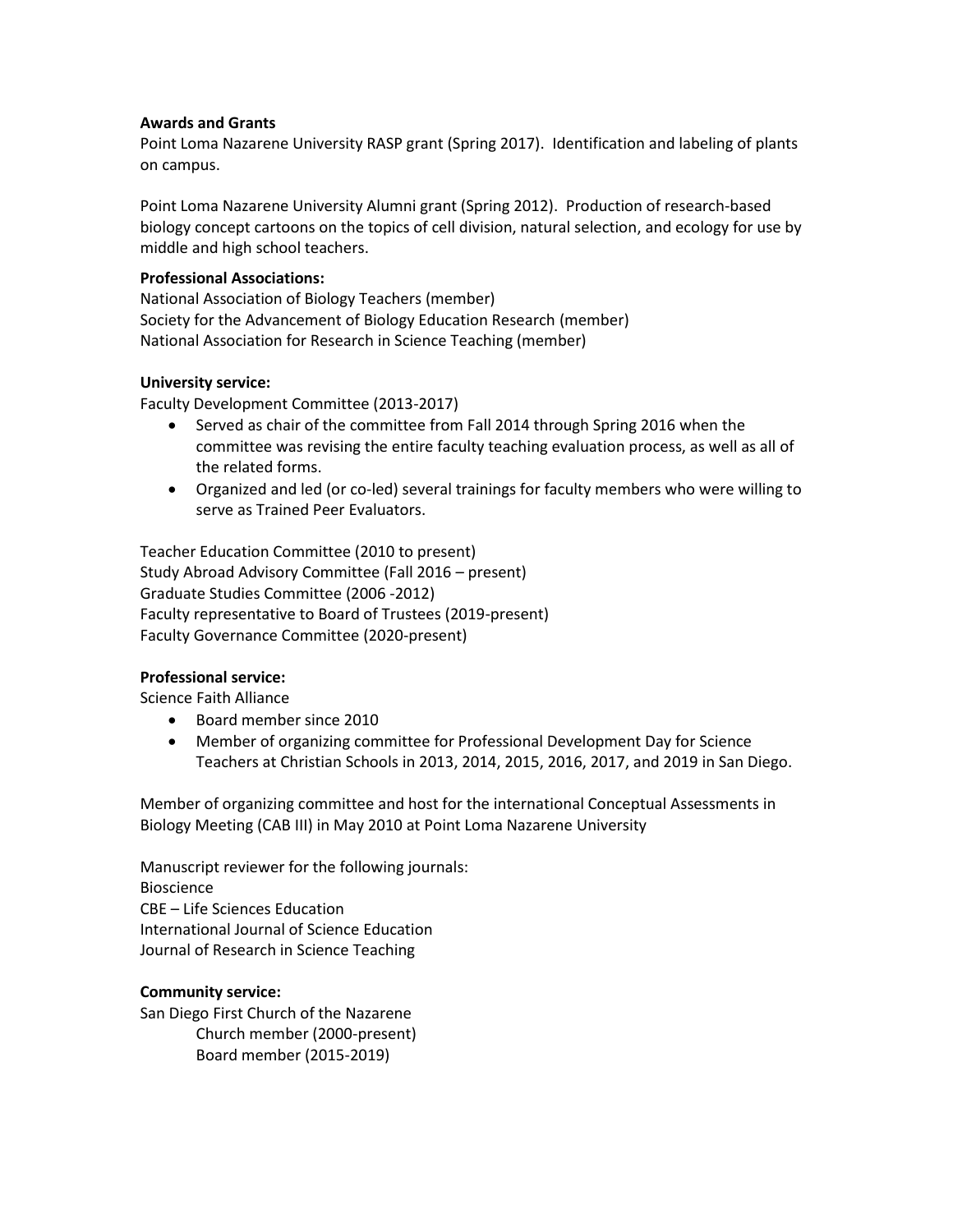**Awards and Grants**

Point Loma Nazarene University RASP grant (Spring 2017). Identification and labeling of plants on campus.

Point Loma Nazarene University Alumni grant (Spring 2012). Production of research-based biology concept cartoons on the topics of cell division, natural selection, and ecology for use by middle and high school teachers.

**Professional Associations:**

National Association of Biology Teachers (member)
Society for the Advancement of Biology Education Research (member)
National Association for Research in Science Teaching (member)

**University service:**

Faculty Development Committee (2013-2017)

- Served as chair of the committee from Fall 2014 through Spring 2016 when the committee was revising the entire faculty teaching evaluation process, as well as all of the related forms.
- Organized and led (or co-led) several trainings for faculty members who were willing to serve as Trained Peer Evaluators.

Teacher Education Committee (2010 to present)
Study Abroad Advisory Committee (Fall 2016 – present)
Graduate Studies Committee (2006 -2012)
Faculty representative to Board of Trustees (2019-present)
Faculty Governance Committee (2020-present)

**Professional service:**

Science Faith Alliance

- Board member since 2010
- Member of organizing committee for Professional Development Day for Science Teachers at Christian Schools in 2013, 2014, 2015, 2016, 2017, and 2019 in San Diego.

Member of organizing committee and host for the international Conceptual Assessments in Biology Meeting (CAB III) in May 2010 at Point Loma Nazarene University

Manuscript reviewer for the following journals:
Bioscience
CBE – Life Sciences Education
International Journal of Science Education
Journal of Research in Science Teaching

**Community service:**

San Diego First Church of the Nazarene
 Church member (2000-present)
 Board member (2015-2019)